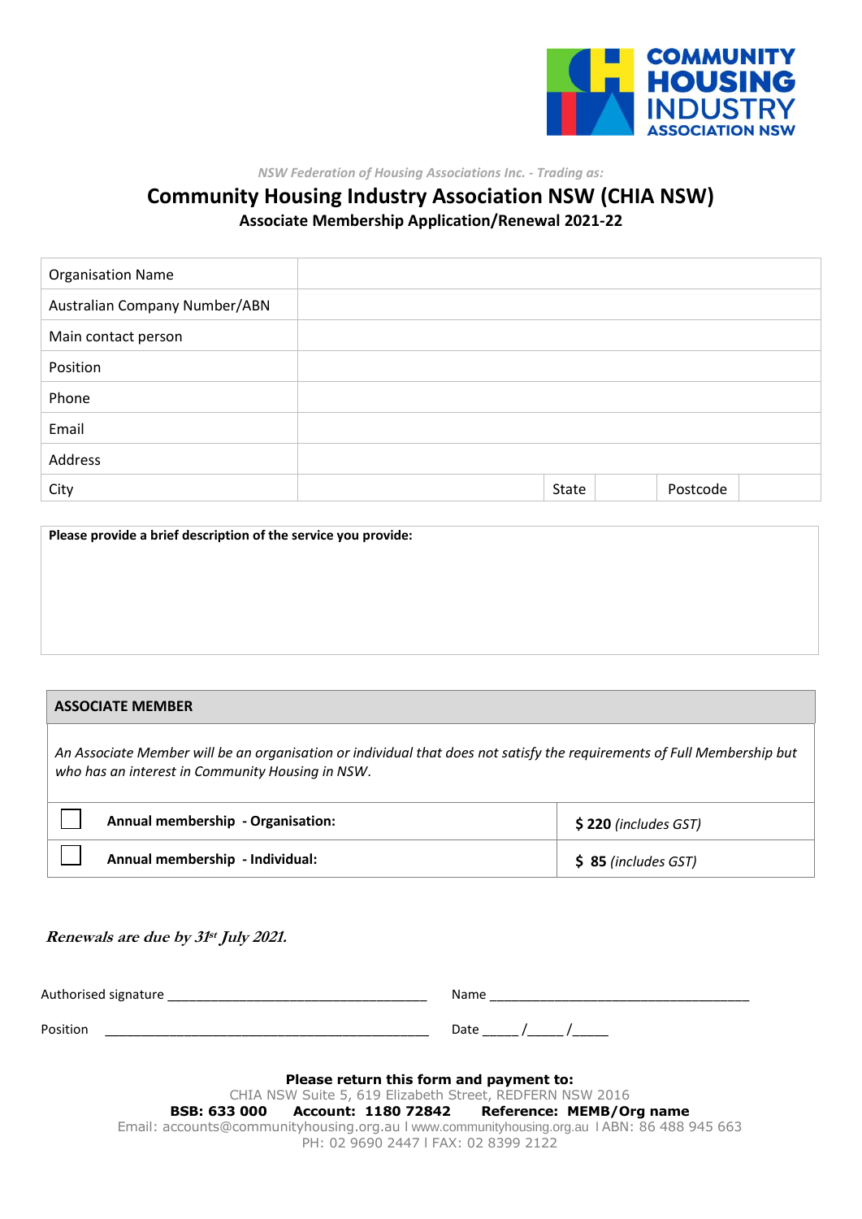COMMUNITY HOUSING INDUSTRY ASSOCIATION NSW

*NSW Federation of Housing Associations Inc. - Trading as:*

# Community Housing Industry Association NSW (CHIA NSW)

**Associate Membership Application/Renewal 2021-22**

| Organisation Name | | | | | |
|---|---|---|---|---|---|
| Australian Company Number/ABN | | | | | |
| Main contact person | | | | | |
| Position | | | | | |
| Phone | | | | | |
| Email | | | | | |
| Address | | | | | |
| City | | State | | Postcode | |

**Please provide a brief description of the service you provide:**

## ASSOCIATE MEMBER

*An Associate Member will be an organisation or individual that does not satisfy the requirements of Full Membership but who has an interest in Community Housing in NSW.*

| | | |
|---|---|---|
| ☐ | **Annual membership - Organisation:** | **$ 220** *(includes GST)* |
| ☐ | **Annual membership - Individual:** | **$ 85** *(includes GST)* |

***Renewals are due by 31st July 2021.***

Authorised signature ____________________________________ Name ______________________________________

Position ______________________________________________ Date _____ /_____ /_____

**Please return this form and payment to:**

CHIA NSW Suite 5, 619 Elizabeth Street, REDFERN NSW 2016

**BSB: 633 000 Account: 1180 72842 Reference: MEMB/Org name**

Email: accounts@communityhousing.org.au l www.communityhousing.org.au l ABN: 86 488 945 663

PH: 02 9690 2447 l FAX: 02 8399 2122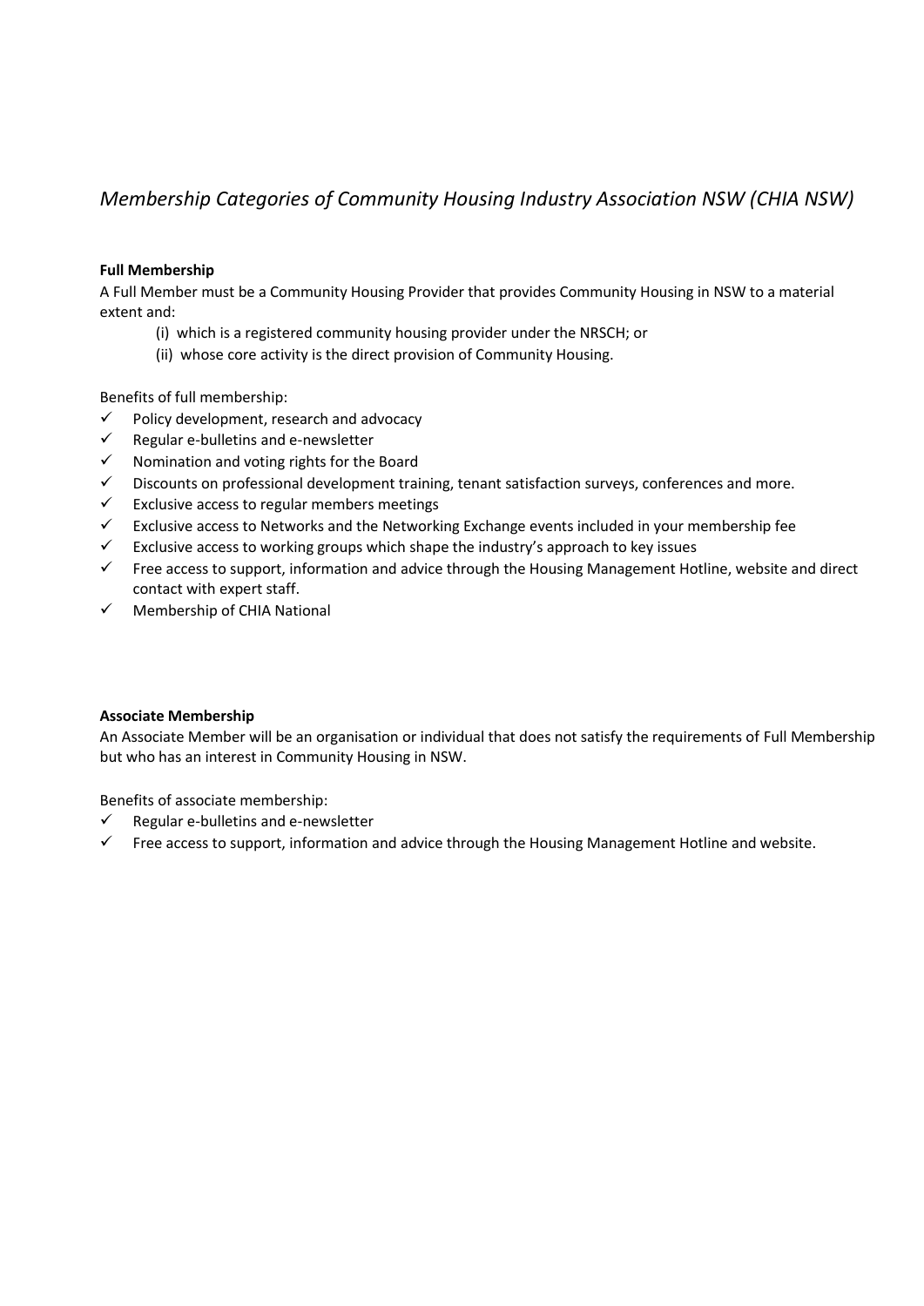*Membership Categories of Community Housing Industry Association NSW (CHIA NSW)*

**Full Membership**

A Full Member must be a Community Housing Provider that provides Community Housing in NSW to a material extent and:

(i) which is a registered community housing provider under the NRSCH; or

(ii) whose core activity is the direct provision of Community Housing.

Benefits of full membership:

- ✓ Policy development, research and advocacy
- ✓ Regular e-bulletins and e-newsletter
- ✓ Nomination and voting rights for the Board
- ✓ Discounts on professional development training, tenant satisfaction surveys, conferences and more.
- ✓ Exclusive access to regular members meetings
- ✓ Exclusive access to Networks and the Networking Exchange events included in your membership fee
- ✓ Exclusive access to working groups which shape the industry's approach to key issues
- ✓ Free access to support, information and advice through the Housing Management Hotline, website and direct contact with expert staff.
- ✓ Membership of CHIA National

**Associate Membership**

An Associate Member will be an organisation or individual that does not satisfy the requirements of Full Membership but who has an interest in Community Housing in NSW.

Benefits of associate membership:

- ✓ Regular e-bulletins and e-newsletter
- ✓ Free access to support, information and advice through the Housing Management Hotline and website.